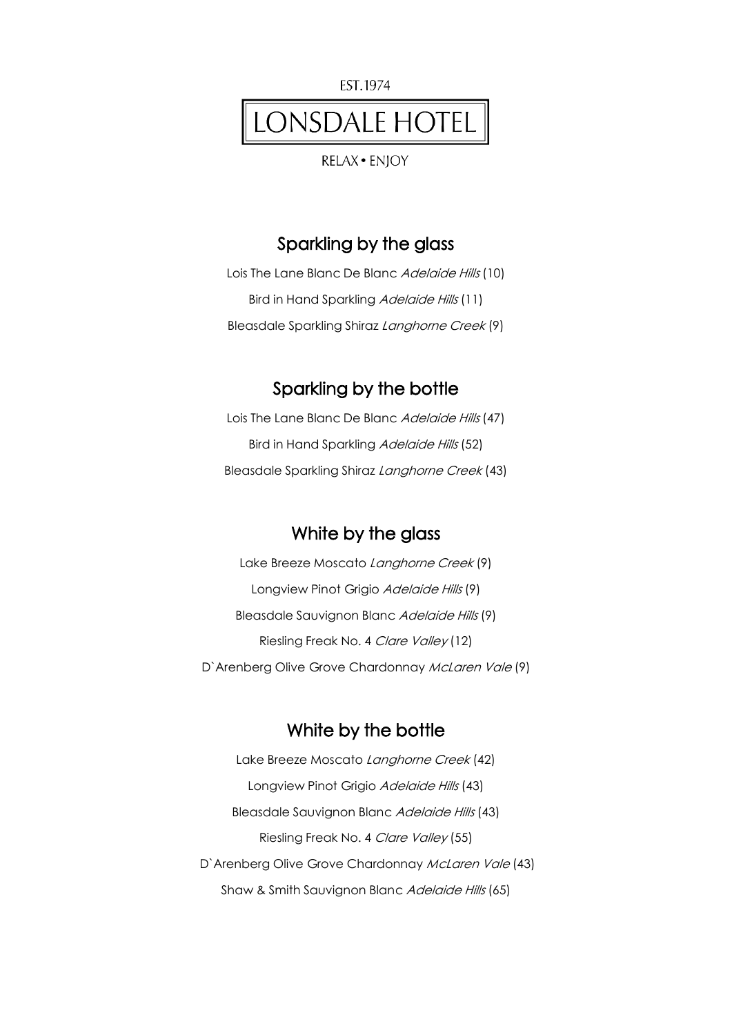EST.1974

# LONSDALE HOTEL

RELAX • ENJOY

## Sparkling by the glass

Lois The Lane Blanc De Blanc *Adelaide Hills* (10)

Bird in Hand Sparkling *Adelaide Hills* (11)

Bleasdale Sparkling Shiraz *Langhorne Creek* (9)

## Sparkling by the bottle

Lois The Lane Blanc De Blanc *Adelaide Hills* (47)

Bird in Hand Sparkling *Adelaide Hills* (52)

Bleasdale Sparkling Shiraz *Langhorne Creek* (43)

## White by the glass

Lake Breeze Moscato *Langhorne Creek* (9)

Longview Pinot Grigio *Adelaide Hills* (9)

Bleasdale Sauvignon Blanc *Adelaide Hills* (9)

Riesling Freak No. 4 *Clare Valley* (12)

D`Arenberg Olive Grove Chardonnay *McLaren Vale* (9)

## White by the bottle

Lake Breeze Moscato *Langhorne Creek* (42)

Longview Pinot Grigio *Adelaide Hills* (43)

Bleasdale Sauvignon Blanc *Adelaide Hills* (43)

Riesling Freak No. 4 *Clare Valley* (55)

D`Arenberg Olive Grove Chardonnay *McLaren Vale* (43)

Shaw & Smith Sauvignon Blanc *Adelaide Hills* (65)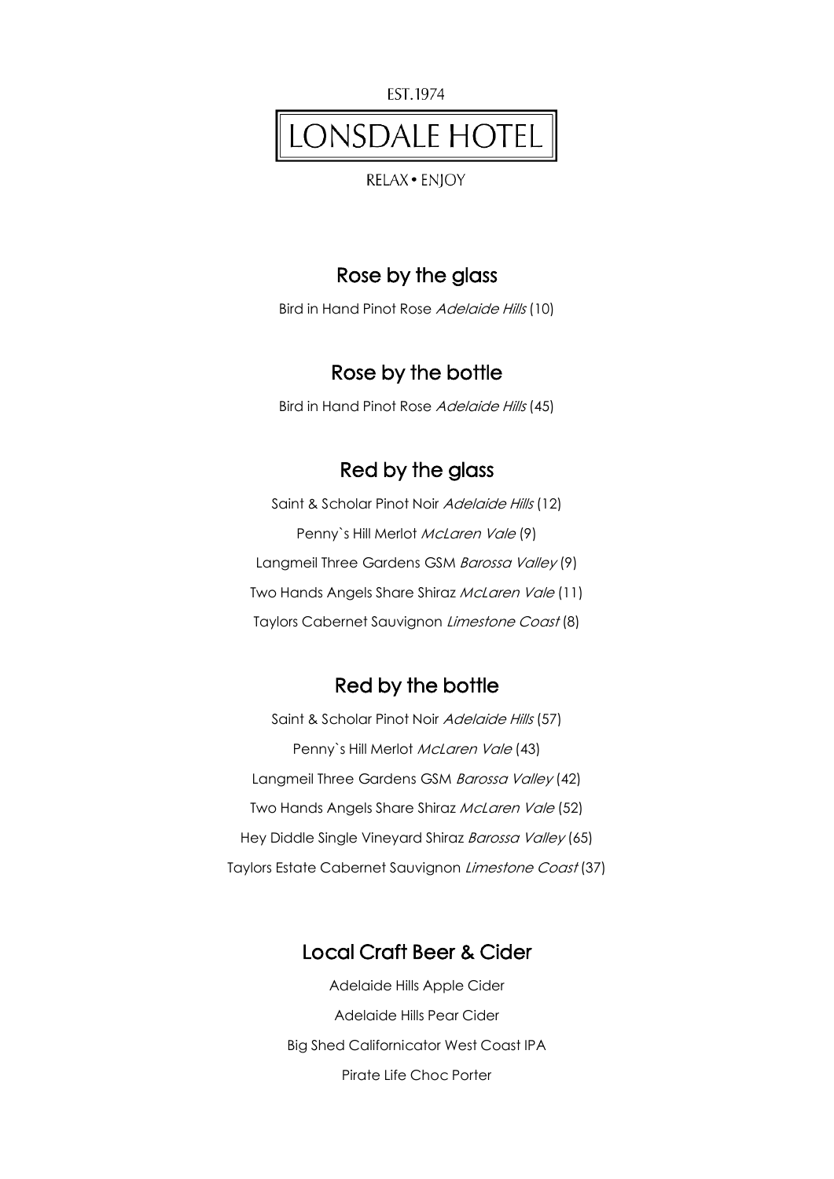EST.1974

# LONSDALE HOTEL

RELAX • ENJOY

## Rose by the glass

Bird in Hand Pinot Rose *Adelaide Hills* (10)

## Rose by the bottle

Bird in Hand Pinot Rose *Adelaide Hills* (45)

## Red by the glass

Saint & Scholar Pinot Noir *Adelaide Hills* (12)

Penny`s Hill Merlot *McLaren Vale* (9)

Langmeil Three Gardens GSM *Barossa Valley* (9)

Two Hands Angels Share Shiraz *McLaren Vale* (11)

Taylors Cabernet Sauvignon *Limestone Coast* (8)

## Red by the bottle

Saint & Scholar Pinot Noir *Adelaide Hills* (57)

Penny`s Hill Merlot *McLaren Vale* (43)

Langmeil Three Gardens GSM *Barossa Valley* (42)

Two Hands Angels Share Shiraz *McLaren Vale* (52)

Hey Diddle Single Vineyard Shiraz *Barossa Valley* (65)

Taylors Estate Cabernet Sauvignon *Limestone Coast* (37)

## Local Craft Beer & Cider

Adelaide Hills Apple Cider

Adelaide Hills Pear Cider

Big Shed Californicator West Coast IPA

Pirate Life Choc Porter